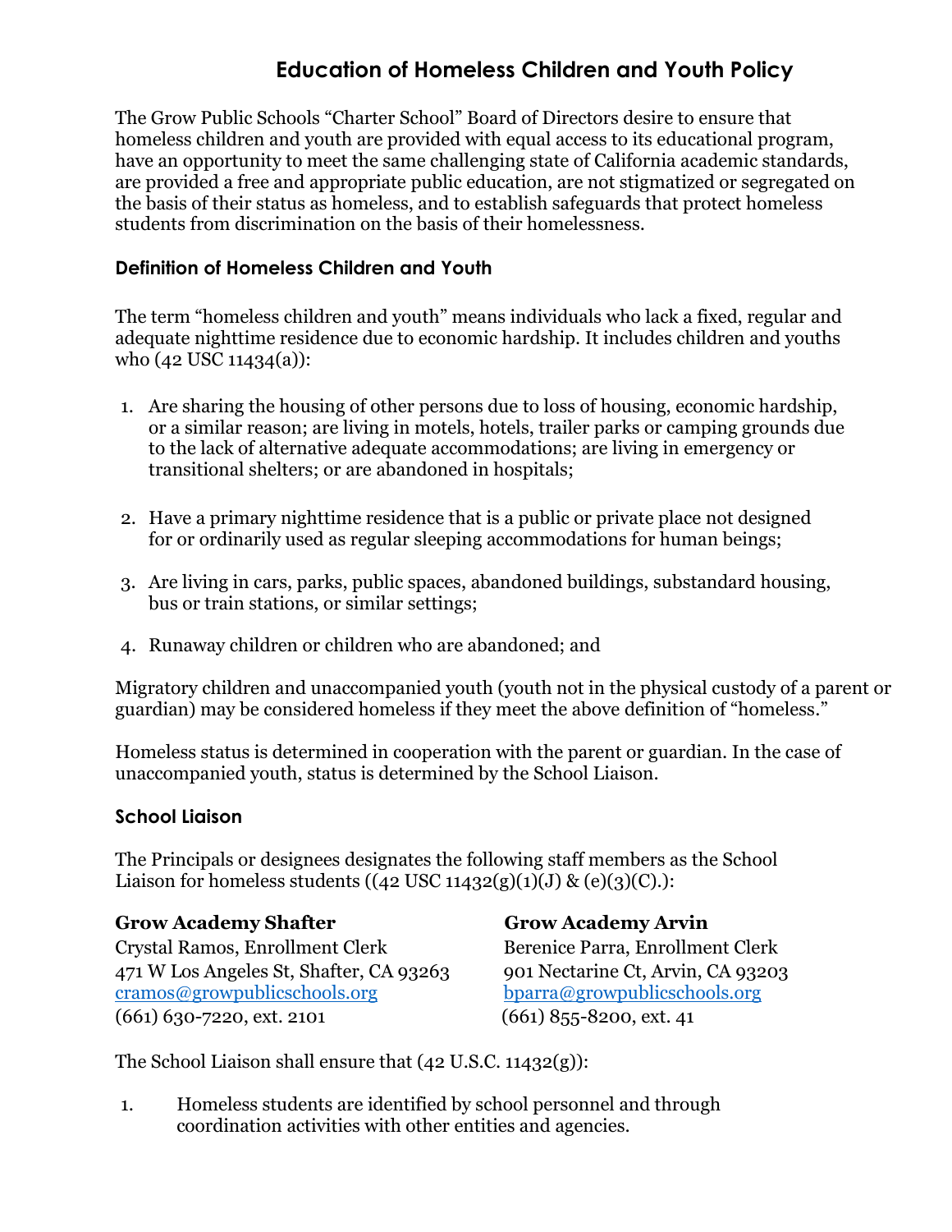# Education of Homeless Children and Youth Policy

The Grow Public Schools "Charter School" Board of Directors desire to ensure that homeless children and youth are provided with equal access to its educational program, have an opportunity to meet the same challenging state of California academic standards, are provided a free and appropriate public education, are not stigmatized or segregated on the basis of their status as homeless, and to establish safeguards that protect homeless students from discrimination on the basis of their homelessness.

### Definition of Homeless Children and Youth

The term "homeless children and youth" means individuals who lack a fixed, regular and adequate nighttime residence due to economic hardship. It includes children and youths who (42 USC 11434(a)):

1. Are sharing the housing of other persons due to loss of housing, economic hardship, or a similar reason; are living in motels, hotels, trailer parks or camping grounds due to the lack of alternative adequate accommodations; are living in emergency or transitional shelters; or are abandoned in hospitals;

2. Have a primary nighttime residence that is a public or private place not designed for or ordinarily used as regular sleeping accommodations for human beings;

3. Are living in cars, parks, public spaces, abandoned buildings, substandard housing, bus or train stations, or similar settings;

4. Runaway children or children who are abandoned; and

Migratory children and unaccompanied youth (youth not in the physical custody of a parent or guardian) may be considered homeless if they meet the above definition of "homeless."

Homeless status is determined in cooperation with the parent or guardian. In the case of unaccompanied youth, status is determined by the School Liaison.

### School Liaison

The Principals or designees designates the following staff members as the School Liaison for homeless students ((42 USC 11432(g)(1)(J) & (e)(3)(C).):

**Grow Academy Shafter**
Crystal Ramos, Enrollment Clerk
471 W Los Angeles St, Shafter, CA 93263
cramos@growpublicschools.org
(661) 630-7220, ext. 2101

**Grow Academy Arvin**
Berenice Parra, Enrollment Clerk
901 Nectarine Ct, Arvin, CA 93203
bparra@growpublicschools.org
(661) 855-8200, ext. 41

The School Liaison shall ensure that (42 U.S.C. 11432(g)):

1. Homeless students are identified by school personnel and through coordination activities with other entities and agencies.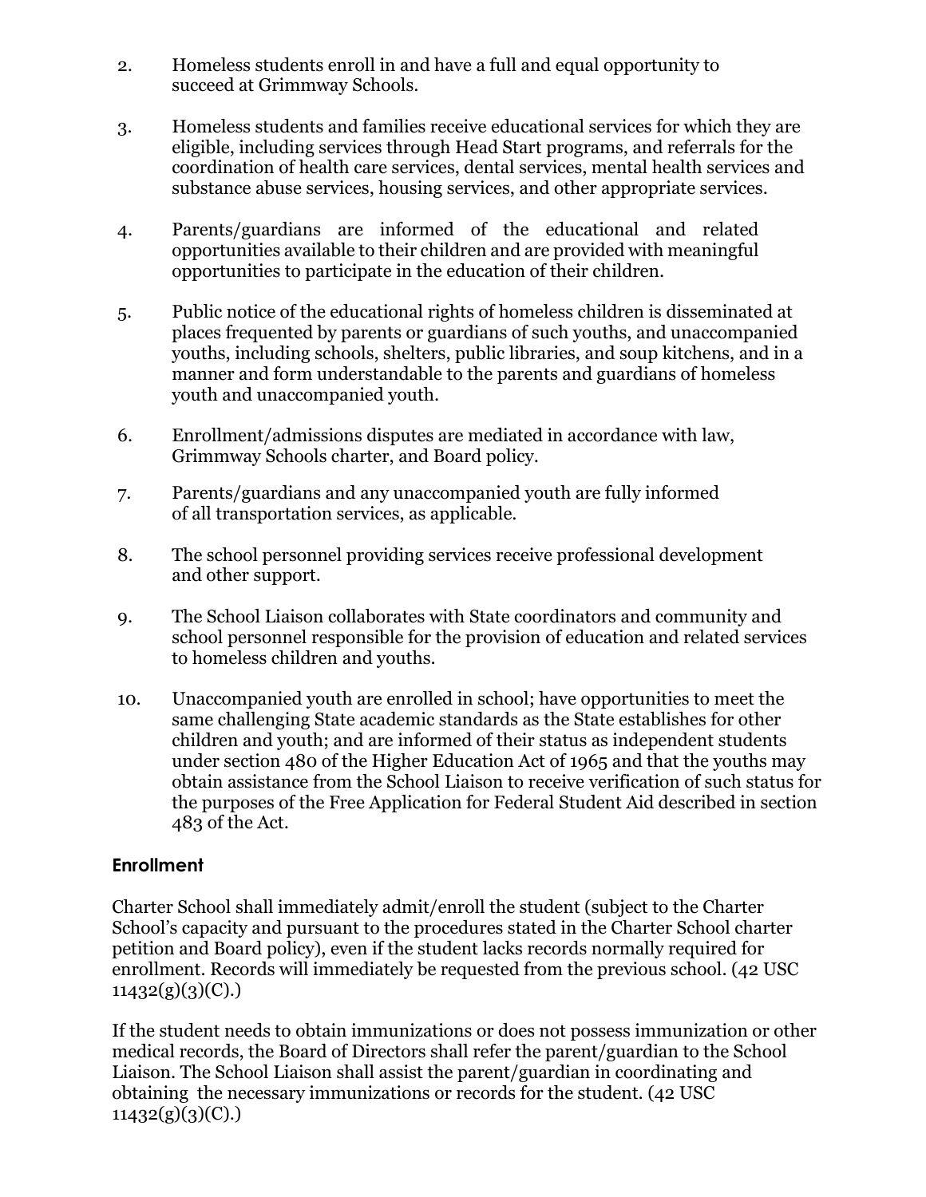2. Homeless students enroll in and have a full and equal opportunity to succeed at Grimmway Schools.

3. Homeless students and families receive educational services for which they are eligible, including services through Head Start programs, and referrals for the coordination of health care services, dental services, mental health services and substance abuse services, housing services, and other appropriate services.

4. Parents/guardians are informed of the educational and related opportunities available to their children and are provided with meaningful opportunities to participate in the education of their children.

5. Public notice of the educational rights of homeless children is disseminated at places frequented by parents or guardians of such youths, and unaccompanied youths, including schools, shelters, public libraries, and soup kitchens, and in a manner and form understandable to the parents and guardians of homeless youth and unaccompanied youth.

6. Enrollment/admissions disputes are mediated in accordance with law, Grimmway Schools charter, and Board policy.

7. Parents/guardians and any unaccompanied youth are fully informed of all transportation services, as applicable.

8. The school personnel providing services receive professional development and other support.

9. The School Liaison collaborates with State coordinators and community and school personnel responsible for the provision of education and related services to homeless children and youths.

10. Unaccompanied youth are enrolled in school; have opportunities to meet the same challenging State academic standards as the State establishes for other children and youth; and are informed of their status as independent students under section 480 of the Higher Education Act of 1965 and that the youths may obtain assistance from the School Liaison to receive verification of such status for the purposes of the Free Application for Federal Student Aid described in section 483 of the Act.

**Enrollment**

Charter School shall immediately admit/enroll the student (subject to the Charter School's capacity and pursuant to the procedures stated in the Charter School charter petition and Board policy), even if the student lacks records normally required for enrollment. Records will immediately be requested from the previous school. (42 USC 11432(g)(3)(C).)

If the student needs to obtain immunizations or does not possess immunization or other medical records, the Board of Directors shall refer the parent/guardian to the School Liaison. The School Liaison shall assist the parent/guardian in coordinating and obtaining the necessary immunizations or records for the student. (42 USC 11432(g)(3)(C).)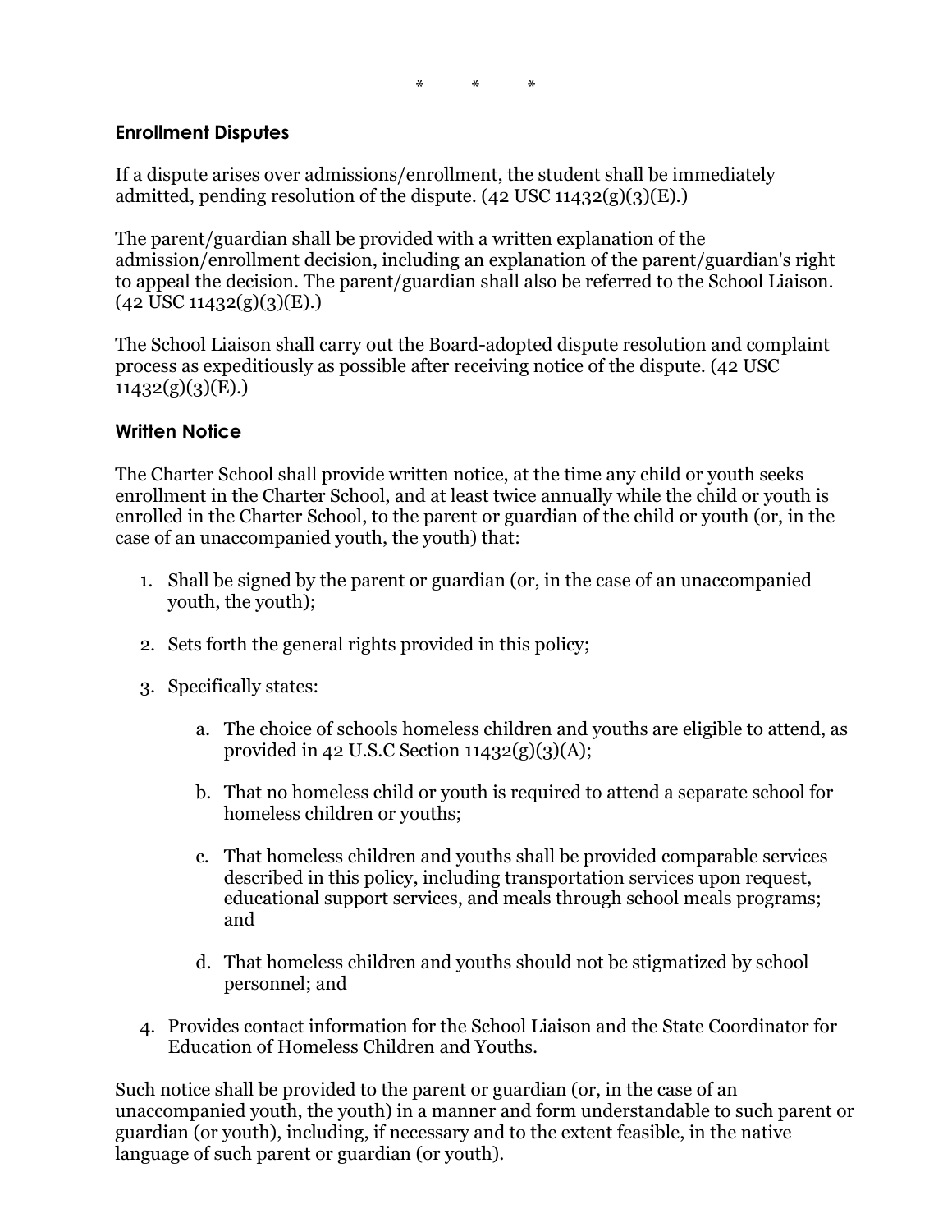\*          \*          \*

### Enrollment Disputes

If a dispute arises over admissions/enrollment, the student shall be immediately admitted, pending resolution of the dispute. (42 USC 11432(g)(3)(E).)

The parent/guardian shall be provided with a written explanation of the admission/enrollment decision, including an explanation of the parent/guardian's right to appeal the decision. The parent/guardian shall also be referred to the School Liaison. (42 USC 11432(g)(3)(E).)

The School Liaison shall carry out the Board-adopted dispute resolution and complaint process as expeditiously as possible after receiving notice of the dispute. (42 USC 11432(g)(3)(E).)

### Written Notice

The Charter School shall provide written notice, at the time any child or youth seeks enrollment in the Charter School, and at least twice annually while the child or youth is enrolled in the Charter School, to the parent or guardian of the child or youth (or, in the case of an unaccompanied youth, the youth) that:

1. Shall be signed by the parent or guardian (or, in the case of an unaccompanied youth, the youth);
2. Sets forth the general rights provided in this policy;
3. Specifically states:
    a. The choice of schools homeless children and youths are eligible to attend, as provided in 42 U.S.C Section 11432(g)(3)(A);
    b. That no homeless child or youth is required to attend a separate school for homeless children or youths;
    c. That homeless children and youths shall be provided comparable services described in this policy, including transportation services upon request, educational support services, and meals through school meals programs; and
    d. That homeless children and youths should not be stigmatized by school personnel; and
4. Provides contact information for the School Liaison and the State Coordinator for Education of Homeless Children and Youths.

Such notice shall be provided to the parent or guardian (or, in the case of an unaccompanied youth, the youth) in a manner and form understandable to such parent or guardian (or youth), including, if necessary and to the extent feasible, in the native language of such parent or guardian (or youth).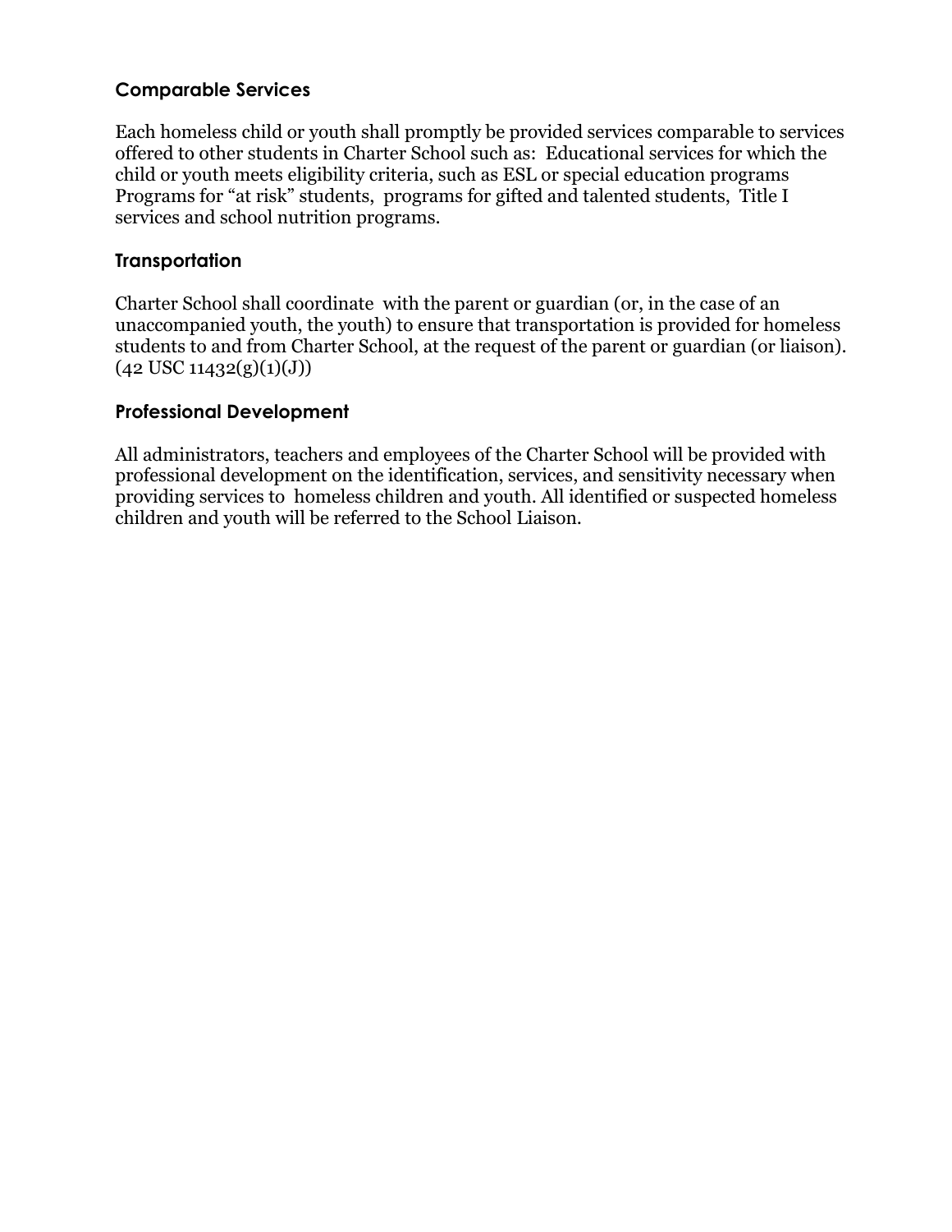### Comparable Services

Each homeless child or youth shall promptly be provided services comparable to services offered to other students in Charter School such as: Educational services for which the child or youth meets eligibility criteria, such as ESL or special education programs Programs for "at risk" students, programs for gifted and talented students, Title I services and school nutrition programs.

### Transportation

Charter School shall coordinate with the parent or guardian (or, in the case of an unaccompanied youth, the youth) to ensure that transportation is provided for homeless students to and from Charter School, at the request of the parent or guardian (or liaison). (42 USC 11432(g)(1)(J))

### Professional Development

All administrators, teachers and employees of the Charter School will be provided with professional development on the identification, services, and sensitivity necessary when providing services to homeless children and youth. All identified or suspected homeless children and youth will be referred to the School Liaison.